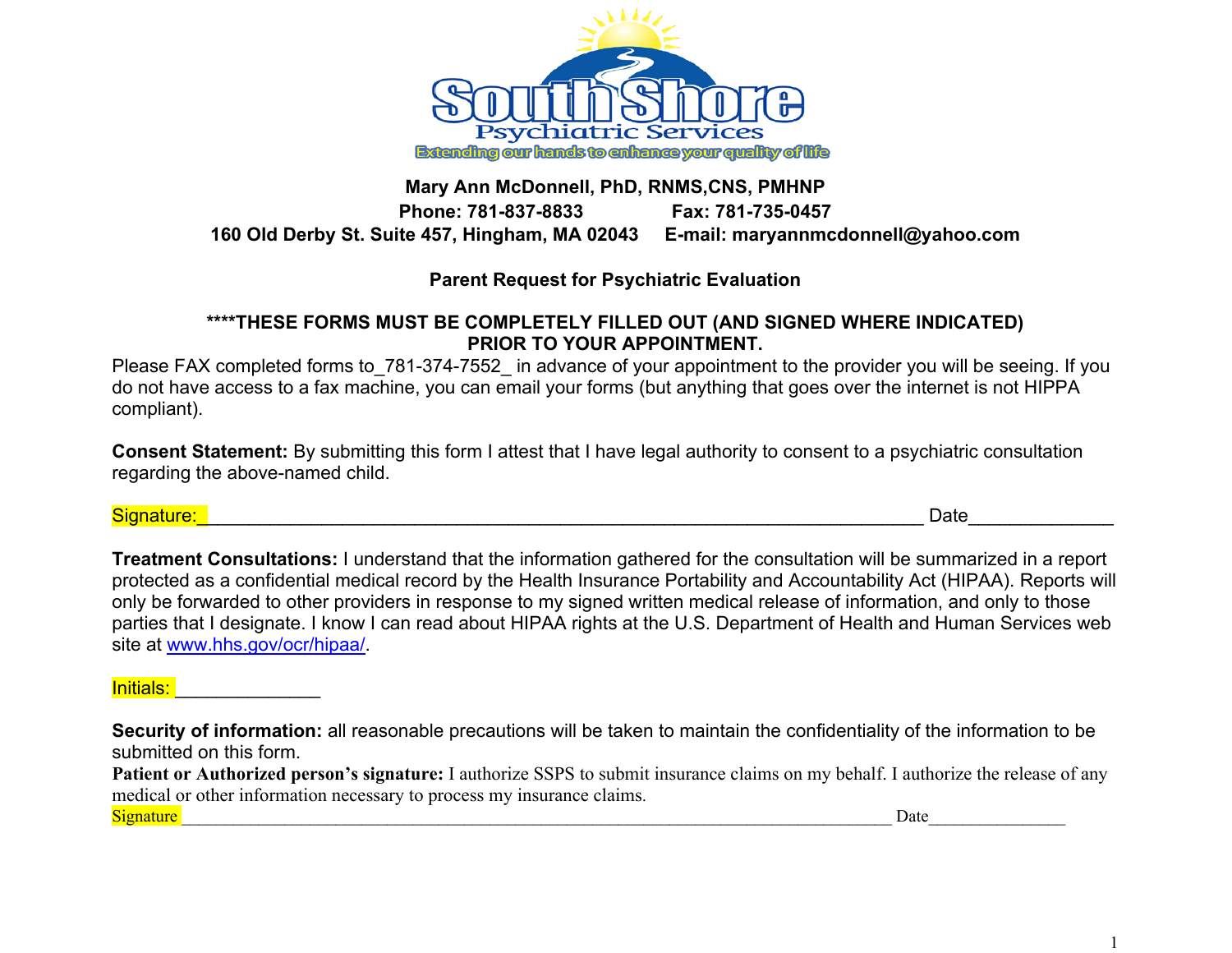South Shore Psychiatric Services

Extending our hands to enhance your quality of life

**Mary Ann McDonnell, PhD, RNMS,CNS, PMHNP**
**Phone: 781-837-8833 Fax: 781-735-0457**
**160 Old Derby St. Suite 457, Hingham, MA 02043 E-mail: maryannmcdonnell@yahoo.com**

## Parent Request for Psychiatric Evaluation

**\*\*\*\*THESE FORMS MUST BE COMPLETELY FILLED OUT (AND SIGNED WHERE INDICATED) PRIOR TO YOUR APPOINTMENT.**

Please FAX completed forms to_781-374-7552_ in advance of your appointment to the provider you will be seeing. If you do not have access to a fax machine, you can email your forms (but anything that goes over the internet is not HIPPA compliant).

**Consent Statement:** By submitting this form I attest that I have legal authority to consent to a psychiatric consultation regarding the above-named child.

Signature:_____________________________________________________________ Date_____________

**Treatment Consultations:** I understand that the information gathered for the consultation will be summarized in a report protected as a confidential medical record by the Health Insurance Portability and Accountability Act (HIPAA). Reports will only be forwarded to other providers in response to my signed written medical release of information, and only to those parties that I designate. I know I can read about HIPAA rights at the U.S. Department of Health and Human Services web site at www.hhs.gov/ocr/hipaa/.

Initials: _____________

**Security of information:** all reasonable precautions will be taken to maintain the confidentiality of the information to be submitted on this form.

**Patient or Authorized person's signature:** I authorize SSPS to submit insurance claims on my behalf. I authorize the release of any medical or other information necessary to process my insurance claims.

Signature _____________________________________________________________ Date_______________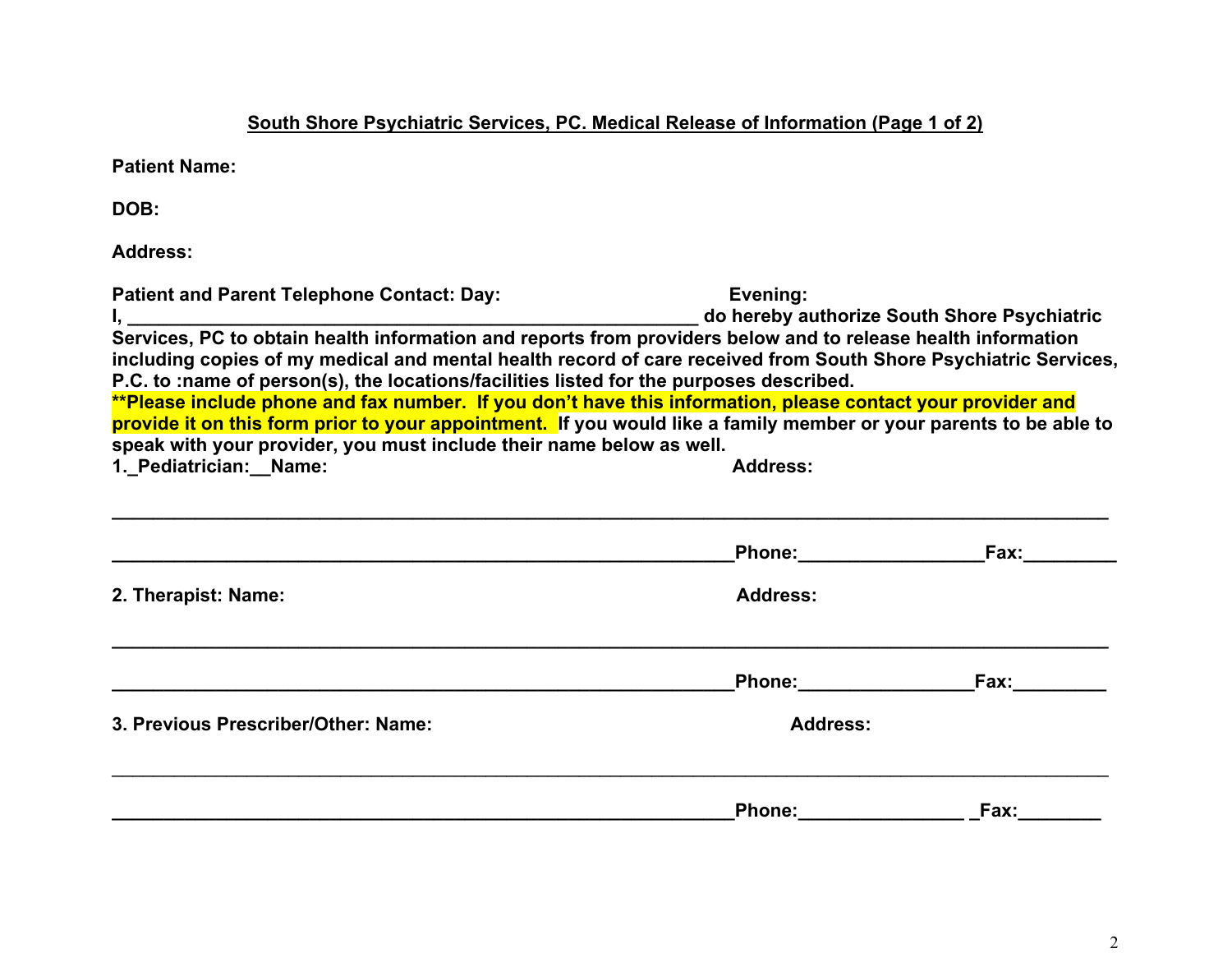**South Shore Psychiatric Services, PC. Medical Release of Information (Page 1 of 2)**

**Patient Name:**

**DOB:**

**Address:**

**Patient and Parent Telephone Contact: Day:** **Evening:**

**I, __________________________________________________________ do hereby authorize South Shore Psychiatric Services, PC to obtain health information and reports from providers below and to release health information including copies of my medical and mental health record of care received from South Shore Psychiatric Services, P.C. to :name of person(s), the locations/facilities listed for the purposes described.**

****Please include phone and fax number. If you don't have this information, please contact your provider and provide it on this form prior to your appointment. If you would like a family member or your parents to be able to speak with your provider, you must include their name below as well.**

**1._Pediatrician:__Name:** **Address:**

**_____________________________________________________________________________________________**

**_______________________________________________________________Phone:__________________Fax:_________**

**2. Therapist: Name:** **Address:**

**_____________________________________________________________________________________________**

**_______________________________________________________________Phone:_________________Fax:_________**

**3. Previous Prescriber/Other: Name:** **Address:**

_____________________________________________________________________________________________

**_______________________________________________________________Phone:________________ _Fax:________**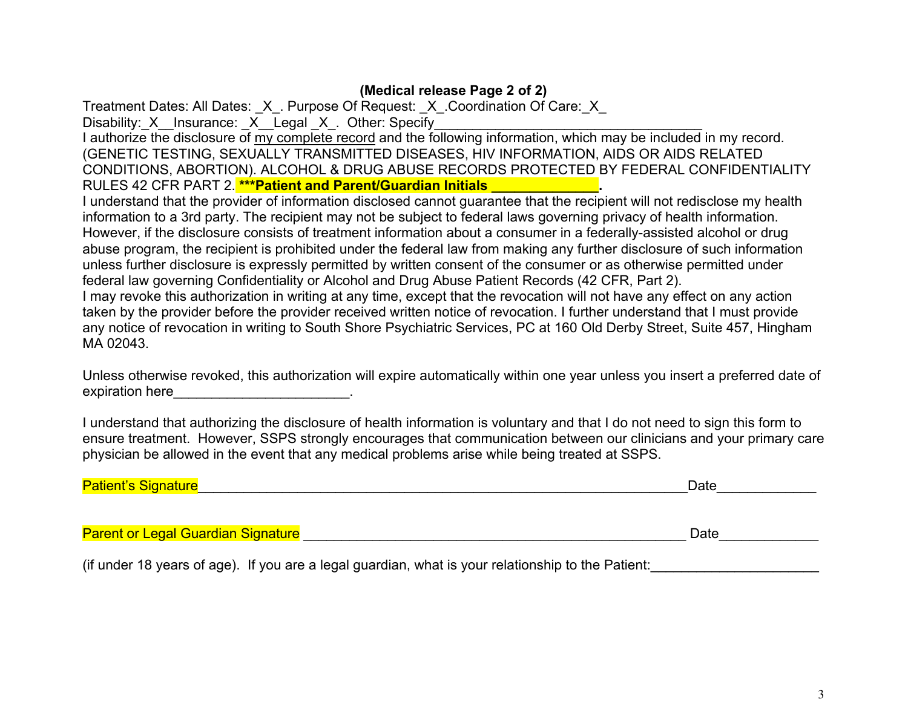**(Medical release Page 2 of 2)**

Treatment Dates: All Dates: _X_. Purpose Of Request: _X_.Coordination Of Care:_X_
Disability:_X__Insurance: _X__Legal _X_. Other: Specify___________________________________

I authorize the disclosure of my complete record and the following information, which may be included in my record. (GENETIC TESTING, SEXUALLY TRANSMITTED DISEASES, HIV INFORMATION, AIDS OR AIDS RELATED CONDITIONS, ABORTION). ALCOHOL & DRUG ABUSE RECORDS PROTECTED BY FEDERAL CONFIDENTIALITY RULES 42 CFR PART 2. **\*\*\*Patient and Parent/Guardian Initials ______________.**

I understand that the provider of information disclosed cannot guarantee that the recipient will not redisclose my health information to a 3rd party. The recipient may not be subject to federal laws governing privacy of health information. However, if the disclosure consists of treatment information about a consumer in a federally-assisted alcohol or drug abuse program, the recipient is prohibited under the federal law from making any further disclosure of such information unless further disclosure is expressly permitted by written consent of the consumer or as otherwise permitted under federal law governing Confidentiality or Alcohol and Drug Abuse Patient Records (42 CFR, Part 2).

I may revoke this authorization in writing at any time, except that the revocation will not have any effect on any action taken by the provider before the provider received written notice of revocation. I further understand that I must provide any notice of revocation in writing to South Shore Psychiatric Services, PC at 160 Old Derby Street, Suite 457, Hingham MA 02043.

Unless otherwise revoked, this authorization will expire automatically within one year unless you insert a preferred date of expiration here______________________.

I understand that authorizing the disclosure of health information is voluntary and that I do not need to sign this form to ensure treatment. However, SSPS strongly encourages that communication between our clinicians and your primary care physician be allowed in the event that any medical problems arise while being treated at SSPS.

Patient's Signature_____________________________________________________________Date_____________

Parent or Legal Guardian Signature ________________________________________________ Date_____________

(if under 18 years of age). If you are a legal guardian, what is your relationship to the Patient:______________________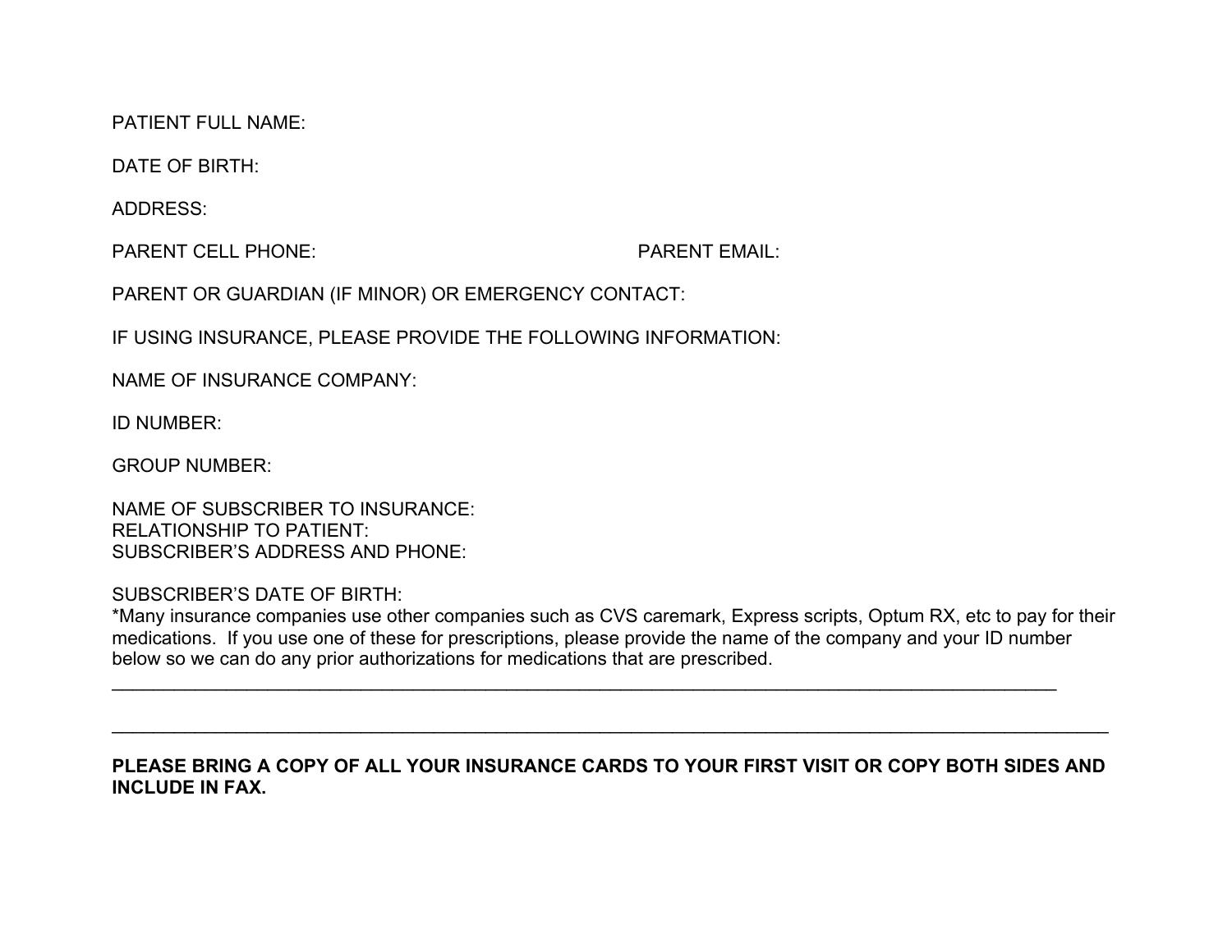PATIENT FULL NAME:

DATE OF BIRTH:

ADDRESS:

PARENT CELL PHONE: PARENT EMAIL:

PARENT OR GUARDIAN (IF MINOR) OR EMERGENCY CONTACT:

IF USING INSURANCE, PLEASE PROVIDE THE FOLLOWING INFORMATION:

NAME OF INSURANCE COMPANY:

ID NUMBER:

GROUP NUMBER:

NAME OF SUBSCRIBER TO INSURANCE:
RELATIONSHIP TO PATIENT:
SUBSCRIBER'S ADDRESS AND PHONE:

SUBSCRIBER'S DATE OF BIRTH:
*Many insurance companies use other companies such as CVS caremark, Express scripts, Optum RX, etc to pay for their medications. If you use one of these for prescriptions, please provide the name of the company and your ID number below so we can do any prior authorizations for medications that are prescribed.

______________________________________________________________________________________________

______________________________________________________________________________________________

**PLEASE BRING A COPY OF ALL YOUR INSURANCE CARDS TO YOUR FIRST VISIT OR COPY BOTH SIDES AND INCLUDE IN FAX.**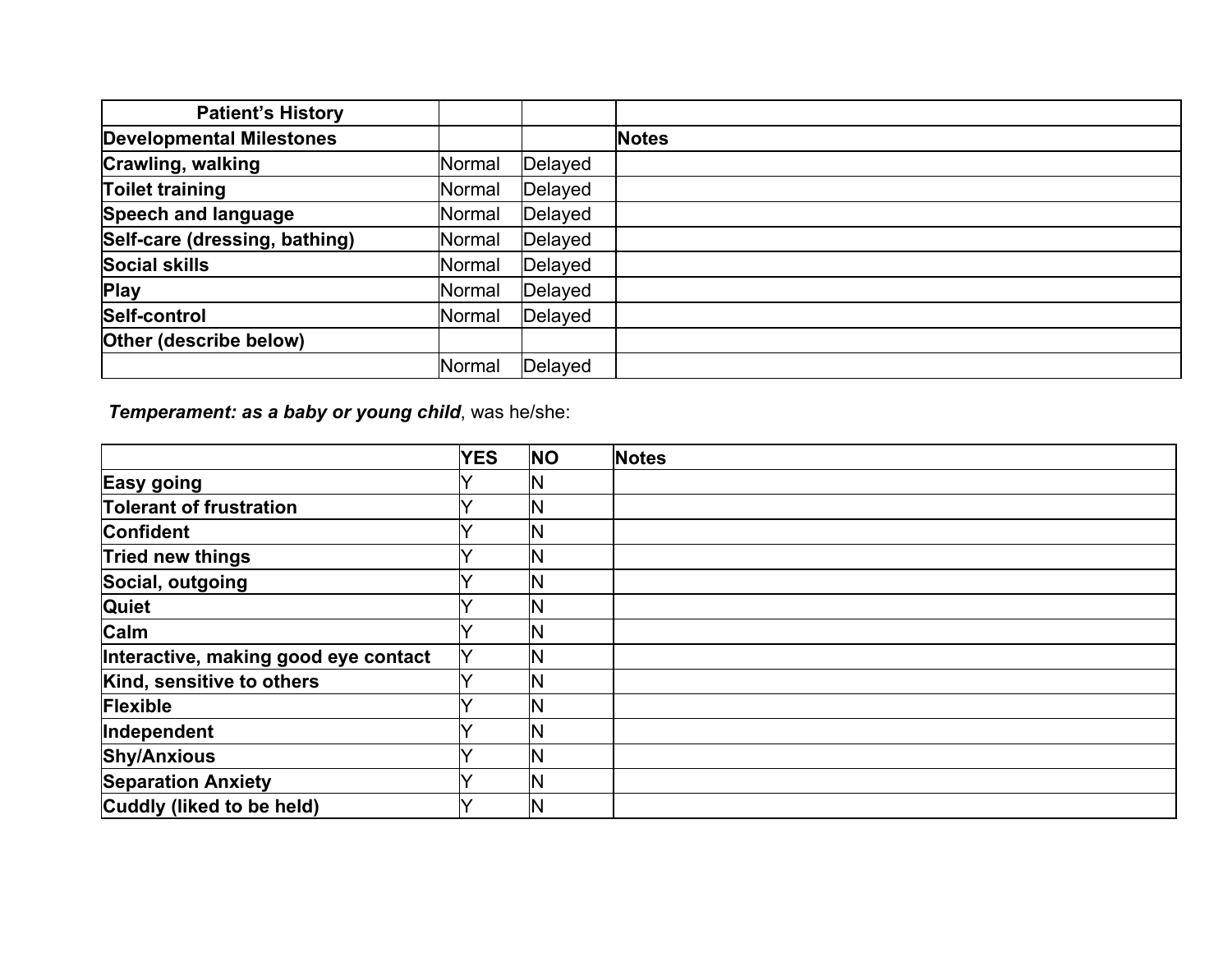| Patient's History | | | |
|---|---|---|---|
| **Developmental Milestones** | | | **Notes** |
| **Crawling, walking** | Normal | Delayed | |
| **Toilet training** | Normal | Delayed | |
| **Speech and language** | Normal | Delayed | |
| **Self-care (dressing, bathing)** | Normal | Delayed | |
| **Social skills** | Normal | Delayed | |
| **Play** | Normal | Delayed | |
| **Self-control** | Normal | Delayed | |
| **Other (describe below)** | | | |
| | Normal | Delayed | |

***Temperament: as a baby or young child***, was he/she:

| | YES | NO | Notes |
|---|---|---|---|
| **Easy going** | Y | N | |
| **Tolerant of frustration** | Y | N | |
| **Confident** | Y | N | |
| **Tried new things** | Y | N | |
| **Social, outgoing** | Y | N | |
| **Quiet** | Y | N | |
| **Calm** | Y | N | |
| **Interactive, making good eye contact** | Y | N | |
| **Kind, sensitive to others** | Y | N | |
| **Flexible** | Y | N | |
| **Independent** | Y | N | |
| **Shy/Anxious** | Y | N | |
| **Separation Anxiety** | Y | N | |
| **Cuddly (liked to be held)** | Y | N | |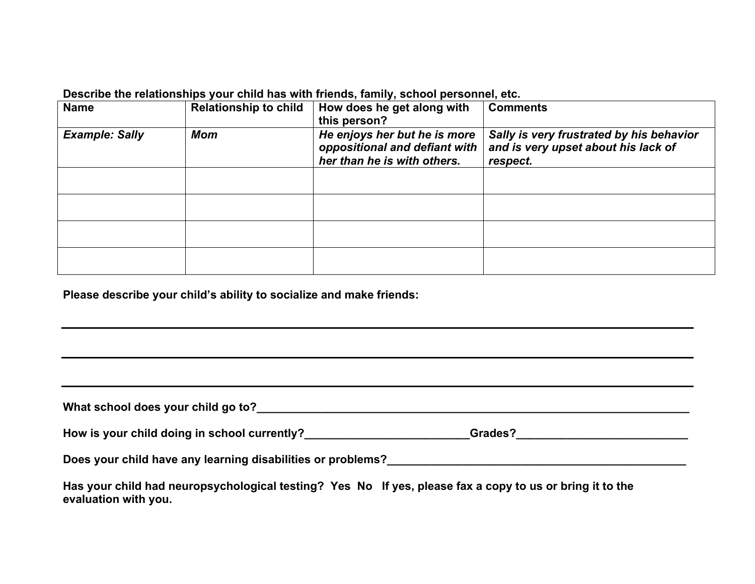**Describe the relationships your child has with friends, family, school personnel, etc.**

| **Name** | **Relationship to child** | **How does he get along with this person?** | **Comments** |
|---|---|---|---|
| ***Example: Sally*** | ***Mom*** | ***He enjoys her but he is more oppositional and defiant with her than he is with others.*** | ***Sally is very frustrated by his behavior and is very upset about his lack of respect.*** |
| | | | |
| | | | |
| | | | |
| | | | |

**Please describe your child's ability to socialize and make friends:**

______________________________________________________________________________

______________________________________________________________________________

______________________________________________________________________________

**What school does your child go to?**______________________________________________________________

**How is your child doing in school currently?**__________________________**Grades?**___________________________

**Does your child have any learning disabilities or problems?**__________________________________________________

**Has your child had neuropsychological testing? Yes No If yes, please fax a copy to us or bring it to the evaluation with you.**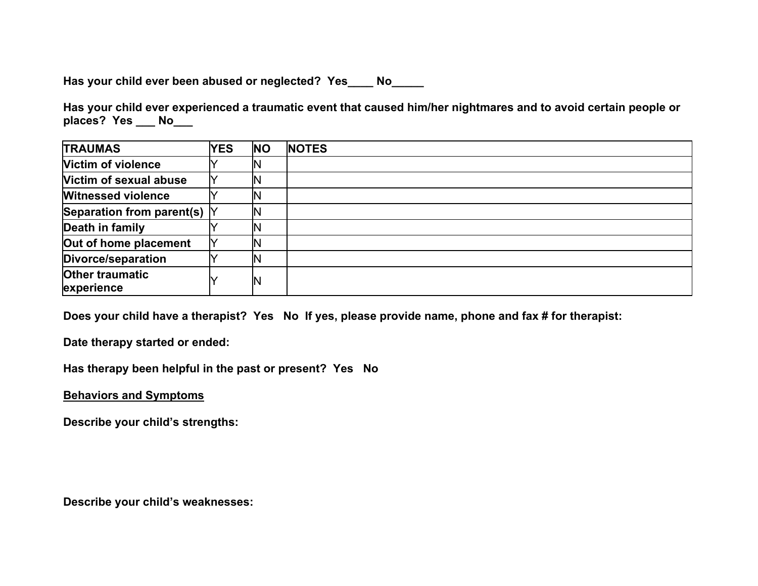**Has your child ever been abused or neglected? Yes____ No_____**

**Has your child ever experienced a traumatic event that caused him/her nightmares and to avoid certain people or places? Yes ___ No___**

| TRAUMAS | YES | NO | NOTES |
|---|---|---|---|
| Victim of violence | Y | N | |
| Victim of sexual abuse | Y | N | |
| Witnessed violence | Y | N | |
| Separation from parent(s) | Y | N | |
| Death in family | Y | N | |
| Out of home placement | Y | N | |
| Divorce/separation | Y | N | |
| Other traumatic experience | Y | N | |

**Does your child have a therapist? Yes No If yes, please provide name, phone and fax # for therapist:**

**Date therapy started or ended:**

**Has therapy been helpful in the past or present? Yes No**

**<u>Behaviors and Symptoms</u>**

**Describe your child's strengths:**

**Describe your child's weaknesses:**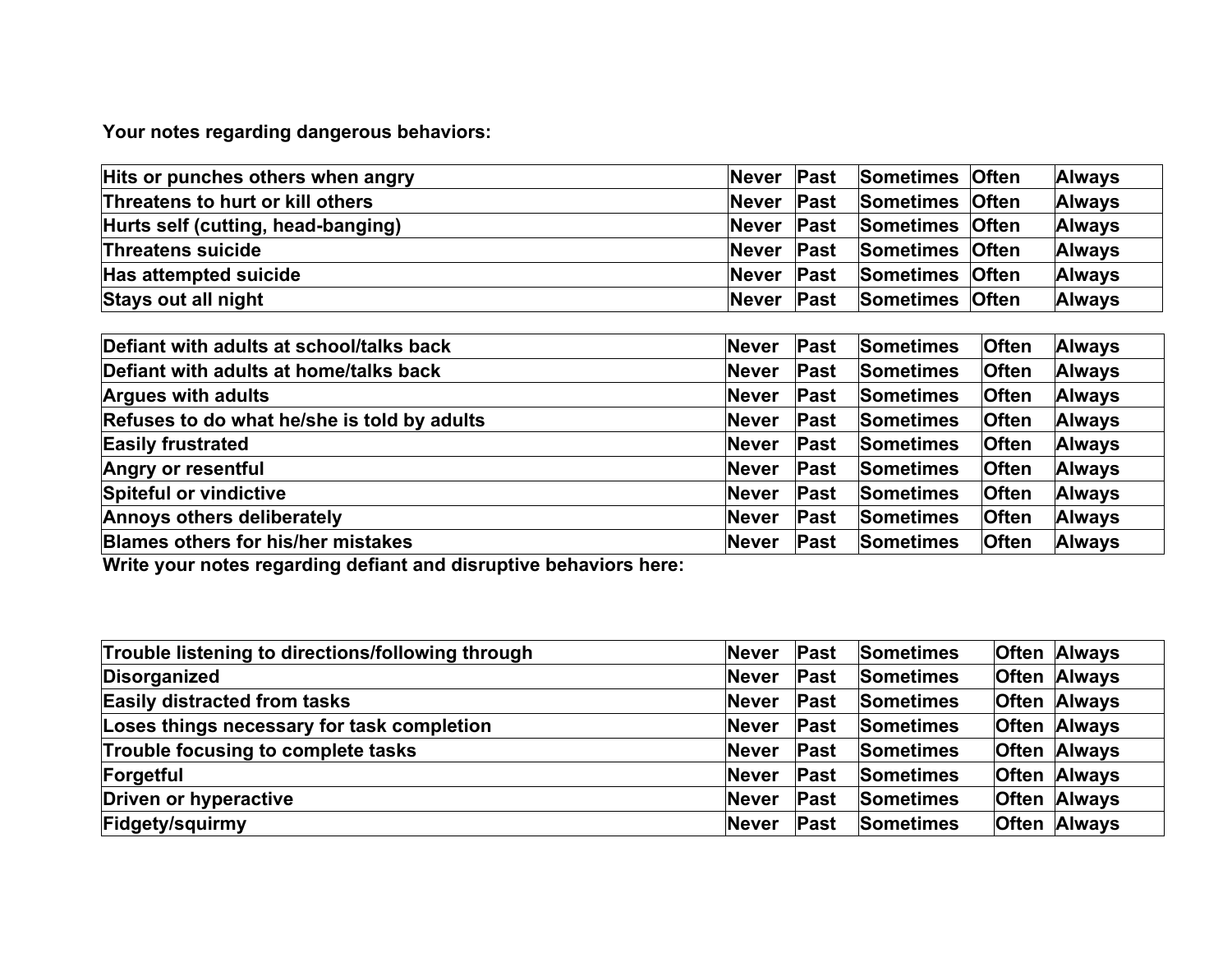**Your notes regarding dangerous behaviors:**

| | | | | | |
|---|---|---|---|---|---|
| **Hits or punches others when angry** | **Never** | **Past** | **Sometimes** | **Often** | **Always** |
| **Threatens to hurt or kill others** | **Never** | **Past** | **Sometimes** | **Often** | **Always** |
| **Hurts self (cutting, head-banging)** | **Never** | **Past** | **Sometimes** | **Often** | **Always** |
| **Threatens suicide** | **Never** | **Past** | **Sometimes** | **Often** | **Always** |
| **Has attempted suicide** | **Never** | **Past** | **Sometimes** | **Often** | **Always** |
| **Stays out all night** | **Never** | **Past** | **Sometimes** | **Often** | **Always** |

| | | | | | |
|---|---|---|---|---|---|
| **Defiant with adults at school/talks back** | **Never** | **Past** | **Sometimes** | **Often** | **Always** |
| **Defiant with adults at home/talks back** | **Never** | **Past** | **Sometimes** | **Often** | **Always** |
| **Argues with adults** | **Never** | **Past** | **Sometimes** | **Often** | **Always** |
| **Refuses to do what he/she is told by adults** | **Never** | **Past** | **Sometimes** | **Often** | **Always** |
| **Easily frustrated** | **Never** | **Past** | **Sometimes** | **Often** | **Always** |
| **Angry or resentful** | **Never** | **Past** | **Sometimes** | **Often** | **Always** |
| **Spiteful or vindictive** | **Never** | **Past** | **Sometimes** | **Often** | **Always** |
| **Annoys others deliberately** | **Never** | **Past** | **Sometimes** | **Often** | **Always** |
| **Blames others for his/her mistakes** | **Never** | **Past** | **Sometimes** | **Often** | **Always** |

**Write your notes regarding defiant and disruptive behaviors here:**

| | | | | | |
|---|---|---|---|---|---|
| **Trouble listening to directions/following through** | **Never** | **Past** | **Sometimes** | **Often** | **Always** |
| **Disorganized** | **Never** | **Past** | **Sometimes** | **Often** | **Always** |
| **Easily distracted from tasks** | **Never** | **Past** | **Sometimes** | **Often** | **Always** |
| **Loses things necessary for task completion** | **Never** | **Past** | **Sometimes** | **Often** | **Always** |
| **Trouble focusing to complete tasks** | **Never** | **Past** | **Sometimes** | **Often** | **Always** |
| **Forgetful** | **Never** | **Past** | **Sometimes** | **Often** | **Always** |
| **Driven or hyperactive** | **Never** | **Past** | **Sometimes** | **Often** | **Always** |
| **Fidgety/squirmy** | **Never** | **Past** | **Sometimes** | **Often** | **Always** |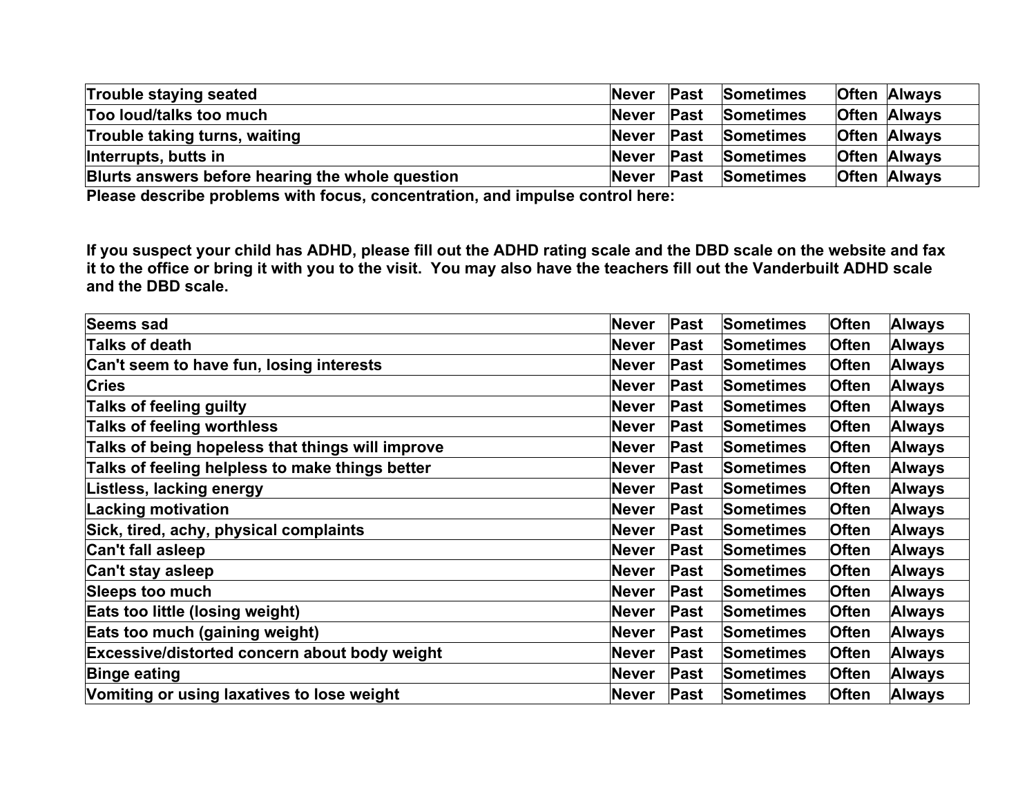| Trouble staying seated | Never | Past | Sometimes | Often | Always |
|---|---|---|---|---|---|
| Too loud/talks too much | Never | Past | Sometimes | Often | Always |
| Trouble taking turns, waiting | Never | Past | Sometimes | Often | Always |
| Interrupts, butts in | Never | Past | Sometimes | Often | Always |
| Blurts answers before hearing the whole question | Never | Past | Sometimes | Often | Always |

**Please describe problems with focus, concentration, and impulse control here:**

**If you suspect your child has ADHD, please fill out the ADHD rating scale and the DBD scale on the website and fax it to the office or bring it with you to the visit. You may also have the teachers fill out the Vanderbuilt ADHD scale and the DBD scale.**

| Seems sad | Never | Past | Sometimes | Often | Always |
|---|---|---|---|---|---|
| Talks of death | Never | Past | Sometimes | Often | Always |
| Can't seem to have fun, losing interests | Never | Past | Sometimes | Often | Always |
| Cries | Never | Past | Sometimes | Often | Always |
| Talks of feeling guilty | Never | Past | Sometimes | Often | Always |
| Talks of feeling worthless | Never | Past | Sometimes | Often | Always |
| Talks of being hopeless that things will improve | Never | Past | Sometimes | Often | Always |
| Talks of feeling helpless to make things better | Never | Past | Sometimes | Often | Always |
| Listless, lacking energy | Never | Past | Sometimes | Often | Always |
| Lacking motivation | Never | Past | Sometimes | Often | Always |
| Sick, tired, achy, physical complaints | Never | Past | Sometimes | Often | Always |
| Can't fall asleep | Never | Past | Sometimes | Often | Always |
| Can't stay asleep | Never | Past | Sometimes | Often | Always |
| Sleeps too much | Never | Past | Sometimes | Often | Always |
| Eats too little (losing weight) | Never | Past | Sometimes | Often | Always |
| Eats too much (gaining weight) | Never | Past | Sometimes | Often | Always |
| Excessive/distorted concern about body weight | Never | Past | Sometimes | Often | Always |
| Binge eating | Never | Past | Sometimes | Often | Always |
| Vomiting or using laxatives to lose weight | Never | Past | Sometimes | Often | Always |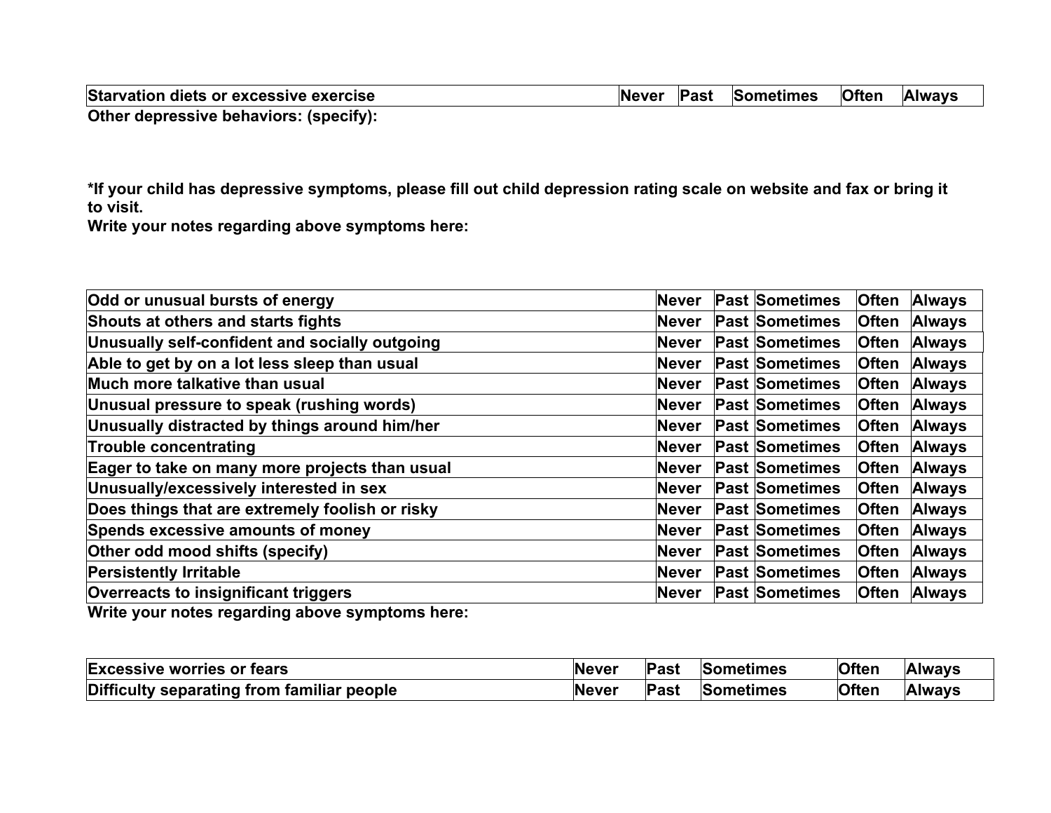| Starvation diets or excessive exercise | Never | Past | Sometimes | Often | Always |
|---|---|---|---|---|---|

**Other depressive behaviors: (specify):**

***If your child has depressive symptoms, please fill out child depression rating scale on website and fax or bring it to visit.**

**Write your notes regarding above symptoms here:**

| Odd or unusual bursts of energy | Never | Past | Sometimes | Often | Always |
|---|---|---|---|---|---|
| Shouts at others and starts fights | Never | Past | Sometimes | Often | Always |
| Unusually self-confident and socially outgoing | Never | Past | Sometimes | Often | Always |
| Able to get by on a lot less sleep than usual | Never | Past | Sometimes | Often | Always |
| Much more talkative than usual | Never | Past | Sometimes | Often | Always |
| Unusual pressure to speak (rushing words) | Never | Past | Sometimes | Often | Always |
| Unusually distracted by things around him/her | Never | Past | Sometimes | Often | Always |
| Trouble concentrating | Never | Past | Sometimes | Often | Always |
| Eager to take on many more projects than usual | Never | Past | Sometimes | Often | Always |
| Unusually/excessively interested in sex | Never | Past | Sometimes | Often | Always |
| Does things that are extremely foolish or risky | Never | Past | Sometimes | Often | Always |
| Spends excessive amounts of money | Never | Past | Sometimes | Often | Always |
| Other odd mood shifts (specify) | Never | Past | Sometimes | Often | Always |
| Persistently Irritable | Never | Past | Sometimes | Often | Always |
| Overreacts to insignificant triggers | Never | Past | Sometimes | Often | Always |

**Write your notes regarding above symptoms here:**

| Excessive worries or fears | Never | Past | Sometimes | Often | Always |
|---|---|---|---|---|---|
| Difficulty separating from familiar people | Never | Past | Sometimes | Often | Always |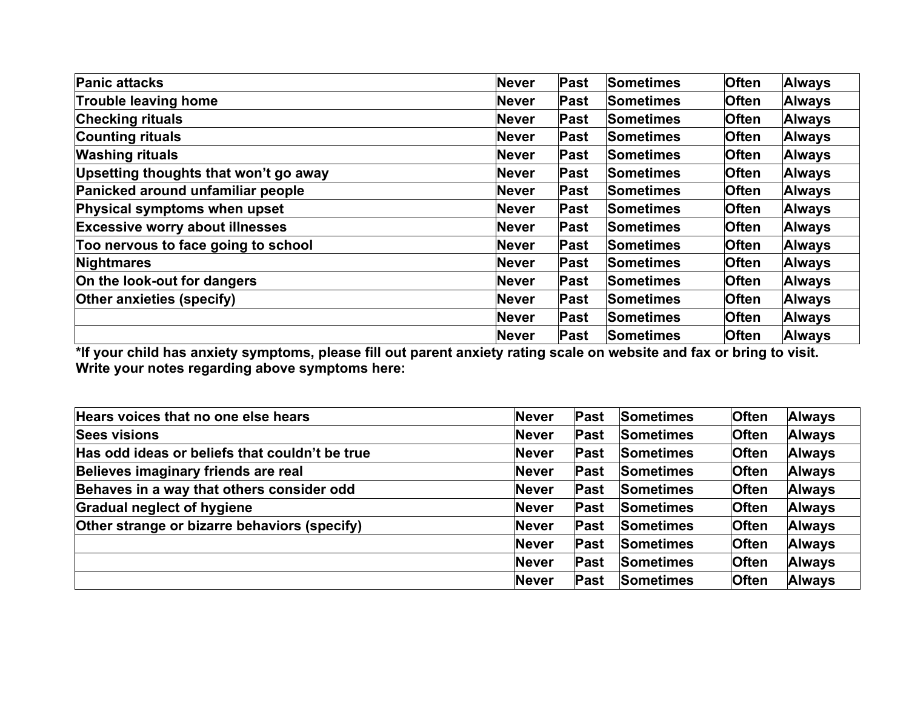| Panic attacks | Never | Past | Sometimes | Often | Always |
|---|---|---|---|---|---|
| Trouble leaving home | Never | Past | Sometimes | Often | Always |
| Checking rituals | Never | Past | Sometimes | Often | Always |
| Counting rituals | Never | Past | Sometimes | Often | Always |
| Washing rituals | Never | Past | Sometimes | Often | Always |
| Upsetting thoughts that won't go away | Never | Past | Sometimes | Often | Always |
| Panicked around unfamiliar people | Never | Past | Sometimes | Often | Always |
| Physical symptoms when upset | Never | Past | Sometimes | Often | Always |
| Excessive worry about illnesses | Never | Past | Sometimes | Often | Always |
| Too nervous to face going to school | Never | Past | Sometimes | Often | Always |
| Nightmares | Never | Past | Sometimes | Often | Always |
| On the look-out for dangers | Never | Past | Sometimes | Often | Always |
| Other anxieties (specify) | Never | Past | Sometimes | Often | Always |
| | Never | Past | Sometimes | Often | Always |
| | Never | Past | Sometimes | Often | Always |

**\*If your child has anxiety symptoms, please fill out parent anxiety rating scale on website and fax or bring to visit.**
**Write your notes regarding above symptoms here:**

| Hears voices that no one else hears | Never | Past | Sometimes | Often | Always |
|---|---|---|---|---|---|
| Sees visions | Never | Past | Sometimes | Often | Always |
| Has odd ideas or beliefs that couldn't be true | Never | Past | Sometimes | Often | Always |
| Believes imaginary friends are real | Never | Past | Sometimes | Often | Always |
| Behaves in a way that others consider odd | Never | Past | Sometimes | Often | Always |
| Gradual neglect of hygiene | Never | Past | Sometimes | Often | Always |
| Other strange or bizarre behaviors (specify) | Never | Past | Sometimes | Often | Always |
| | Never | Past | Sometimes | Often | Always |
| | Never | Past | Sometimes | Often | Always |
| | Never | Past | Sometimes | Often | Always |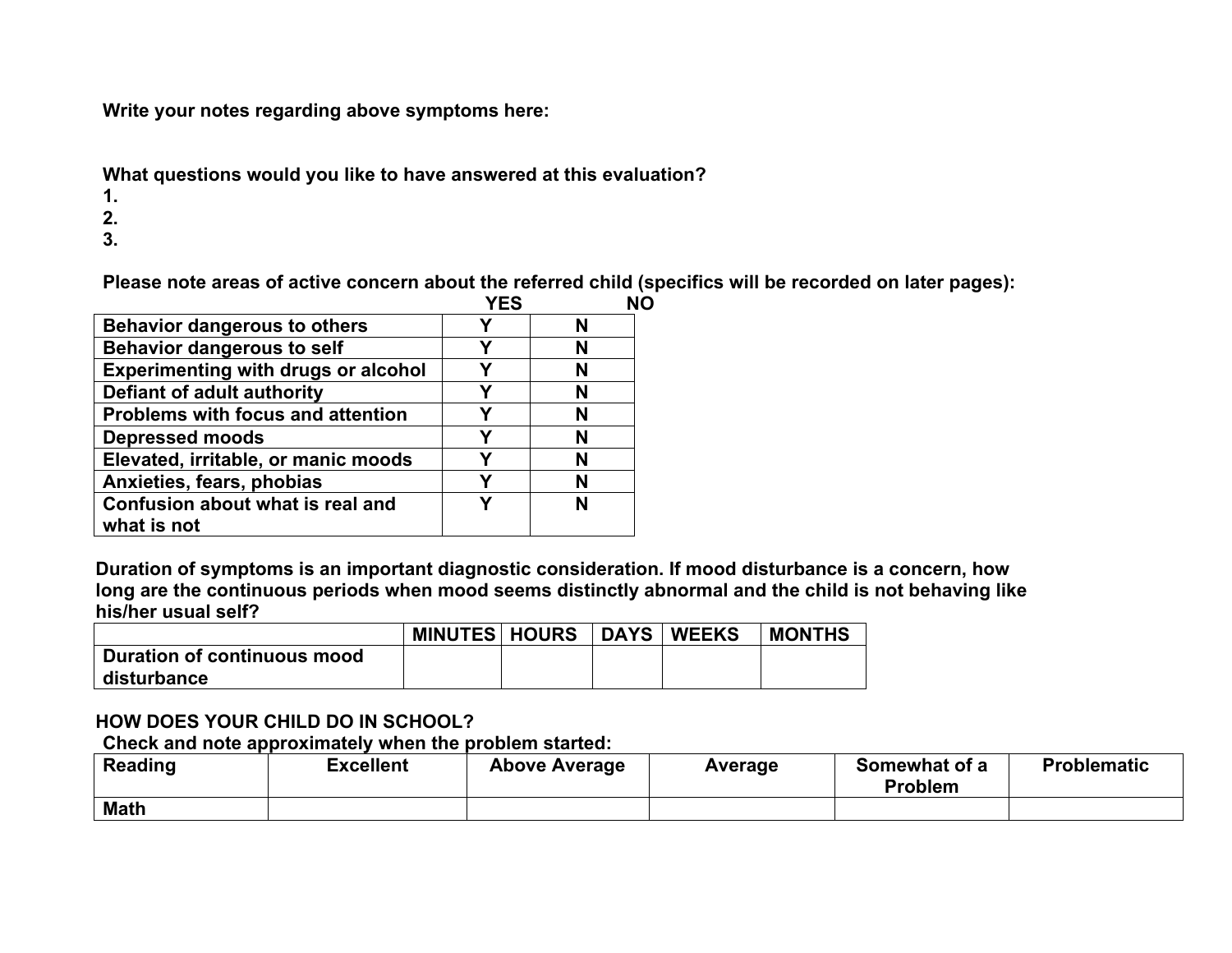**Write your notes regarding above symptoms here:**

**What questions would you like to have answered at this evaluation?**

**1.**

**2.**

**3.**

**Please note areas of active concern about the referred child (specifics will be recorded on later pages):**

| | YES | NO |
|---|---|---|
| **Behavior dangerous to others** | **Y** | **N** |
| **Behavior dangerous to self** | **Y** | **N** |
| **Experimenting with drugs or alcohol** | **Y** | **N** |
| **Defiant of adult authority** | **Y** | **N** |
| **Problems with focus and attention** | **Y** | **N** |
| **Depressed moods** | **Y** | **N** |
| **Elevated, irritable, or manic moods** | **Y** | **N** |
| **Anxieties, fears, phobias** | **Y** | **N** |
| **Confusion about what is real and what is not** | **Y** | **N** |

**Duration of symptoms is an important diagnostic consideration. If mood disturbance is a concern, how long are the continuous periods when mood seems distinctly abnormal and the child is not behaving like his/her usual self?**

| | MINUTES | HOURS | DAYS | WEEKS | MONTHS |
|---|---|---|---|---|---|
| **Duration of continuous mood disturbance** | | | | | |

**HOW DOES YOUR CHILD DO IN SCHOOL?**

**Check and note approximately when the problem started:**

| **Reading** | **Excellent** | **Above Average** | **Average** | **Somewhat of a Problem** | **Problematic** |
|---|---|---|---|---|---|
| **Math** | | | | | |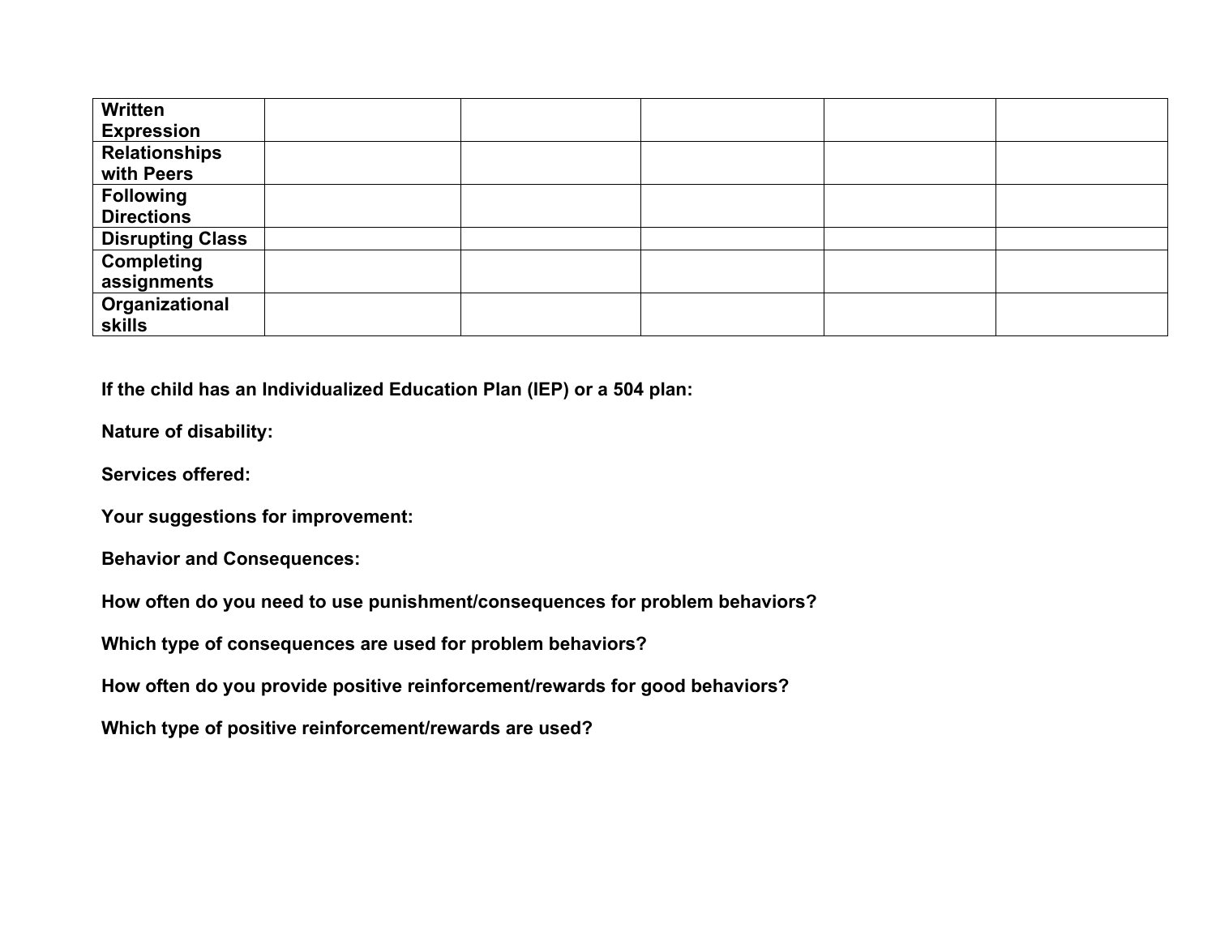| | | | | | |
|---|---|---|---|---|---|
| **Written Expression** | | | | | |
| **Relationships with Peers** | | | | | |
| **Following Directions** | | | | | |
| **Disrupting Class** | | | | | |
| **Completing assignments** | | | | | |
| **Organizational skills** | | | | | |

**If the child has an Individualized Education Plan (IEP) or a 504 plan:**

**Nature of disability:**

**Services offered:**

**Your suggestions for improvement:**

**Behavior and Consequences:**

**How often do you need to use punishment/consequences for problem behaviors?**

**Which type of consequences are used for problem behaviors?**

**How often do you provide positive reinforcement/rewards for good behaviors?**

**Which type of positive reinforcement/rewards are used?**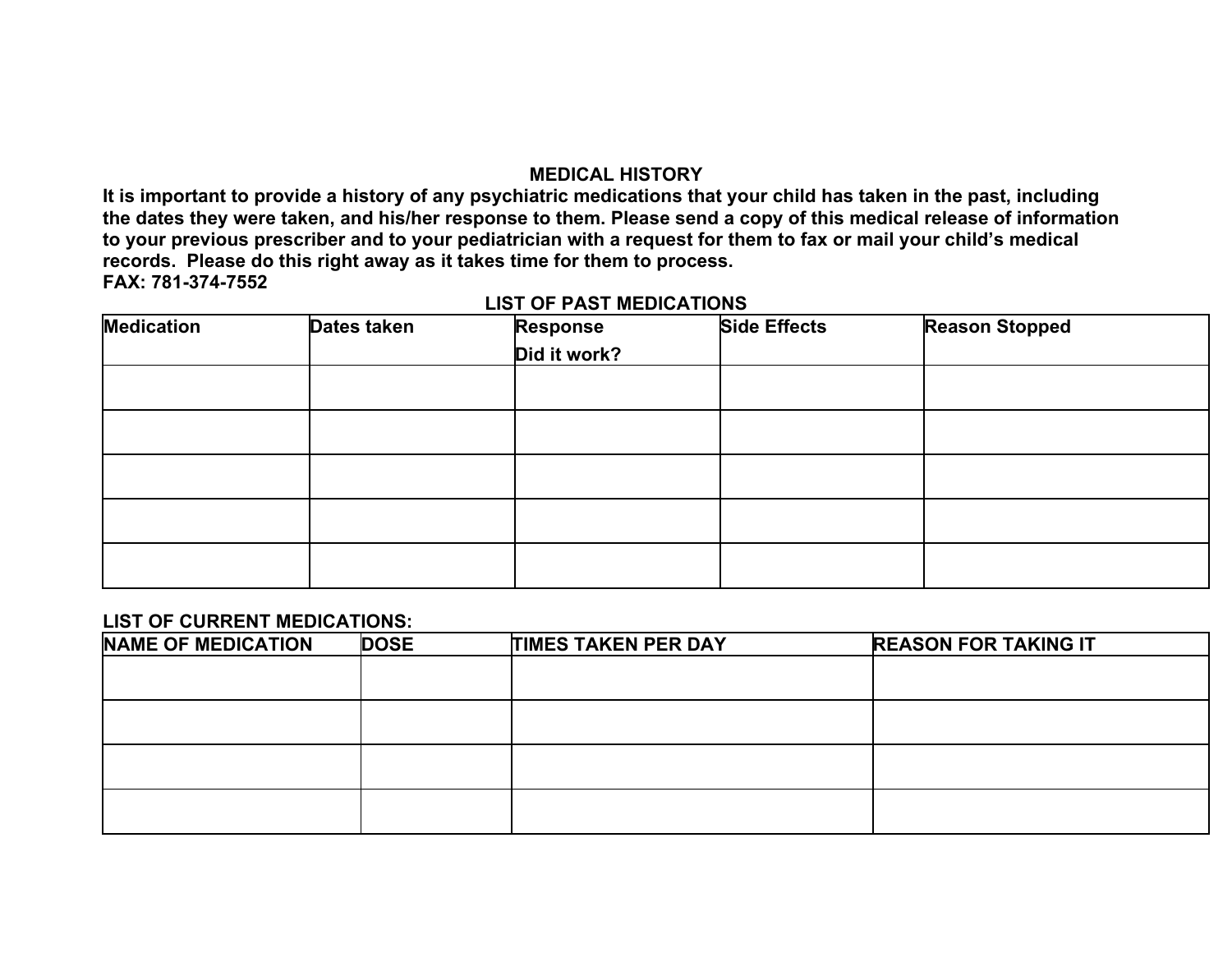## MEDICAL HISTORY

**It is important to provide a history of any psychiatric medications that your child has taken in the past, including the dates they were taken, and his/her response to them. Please send a copy of this medical release of information to your previous prescriber and to your pediatrician with a request for them to fax or mail your child's medical records. Please do this right away as it takes time for them to process.**

**FAX: 781-374-7552**

### LIST OF PAST MEDICATIONS

| Medication | Dates taken | Response<br>Did it work? | Side Effects | Reason Stopped |
|---|---|---|---|---|
| | | | | |
| | | | | |
| | | | | |
| | | | | |
| | | | | |

### LIST OF CURRENT MEDICATIONS:

| NAME OF MEDICATION | DOSE | TIMES TAKEN PER DAY | REASON FOR TAKING IT |
|---|---|---|---|
| | | | |
| | | | |
| | | | |
| | | | |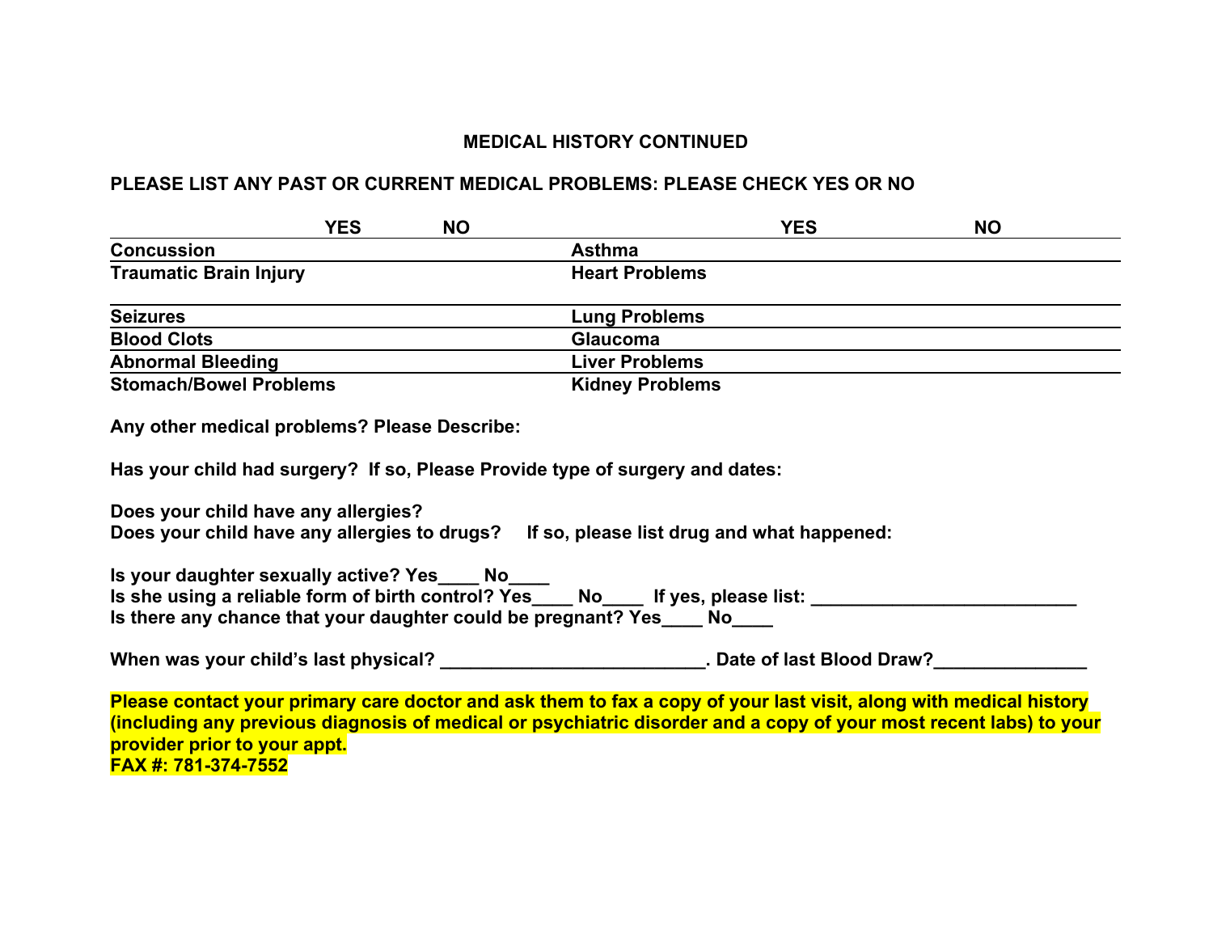**MEDICAL HISTORY CONTINUED**

**PLEASE LIST ANY PAST OR CURRENT MEDICAL PROBLEMS: PLEASE CHECK YES OR NO**

| | YES | NO | | YES | NO |
|---|---|---|---|---|---|
| **Concussion** | | | **Asthma** | | |
| **Traumatic Brain Injury** | | | **Heart Problems** | | |
| **Seizures** | | | **Lung Problems** | | |
| **Blood Clots** | | | **Glaucoma** | | |
| **Abnormal Bleeding** | | | **Liver Problems** | | |
| **Stomach/Bowel Problems** | | | **Kidney Problems** | | |

**Any other medical problems? Please Describe:**

**Has your child had surgery? If so, Please Provide type of surgery and dates:**

**Does your child have any allergies?**
**Does your child have any allergies to drugs? If so, please list drug and what happened:**

**Is your daughter sexually active? Yes____ No____**
**Is she using a reliable form of birth control? Yes____ No____ If yes, please list: __________________________**
**Is there any chance that your daughter could be pregnant? Yes____ No____**

**When was your child's last physical? __________________________. Date of last Blood Draw?_______________**

**Please contact your primary care doctor and ask them to fax a copy of your last visit, along with medical history (including any previous diagnosis of medical or psychiatric disorder and a copy of your most recent labs) to your provider prior to your appt.**
**FAX #: 781-374-7552**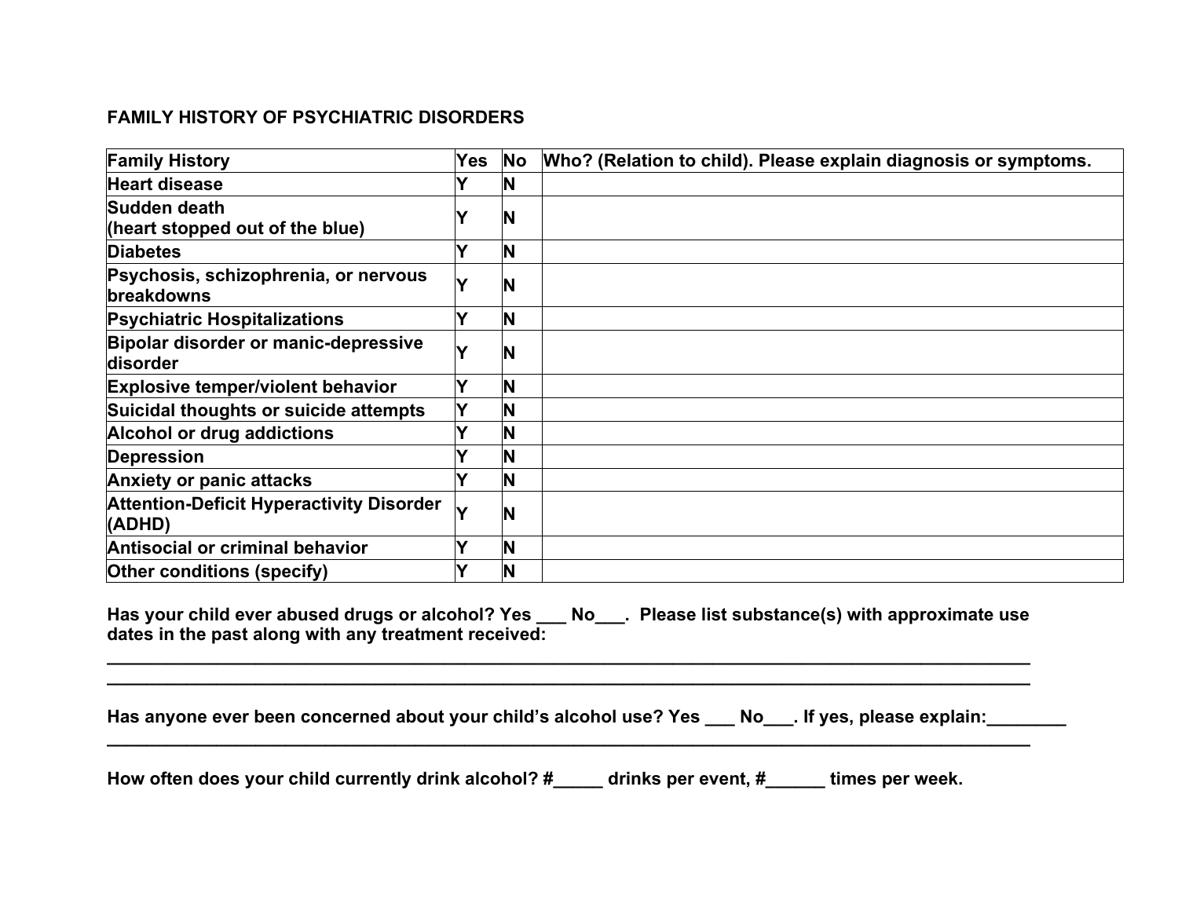## FAMILY HISTORY OF PSYCHIATRIC DISORDERS

| Family History | Yes | No | Who? (Relation to child). Please explain diagnosis or symptoms. |
|---|---|---|---|
| Heart disease | Y | N | |
| Sudden death (heart stopped out of the blue) | Y | N | |
| Diabetes | Y | N | |
| Psychosis, schizophrenia, or nervous breakdowns | Y | N | |
| Psychiatric Hospitalizations | Y | N | |
| Bipolar disorder or manic-depressive disorder | Y | N | |
| Explosive temper/violent behavior | Y | N | |
| Suicidal thoughts or suicide attempts | Y | N | |
| Alcohol or drug addictions | Y | N | |
| Depression | Y | N | |
| Anxiety or panic attacks | Y | N | |
| Attention-Deficit Hyperactivity Disorder (ADHD) | Y | N | |
| Antisocial or criminal behavior | Y | N | |
| Other conditions (specify) | Y | N | |

**Has your child ever abused drugs or alcohol? Yes ___ No___. Please list substance(s) with approximate use dates in the past along with any treatment received:**

______________________________________________________________________________________

______________________________________________________________________________________

**Has anyone ever been concerned about your child's alcohol use? Yes ___ No___. If yes, please explain:________**

______________________________________________________________________________________

**How often does your child currently drink alcohol? #_____ drinks per event, #______ times per week.**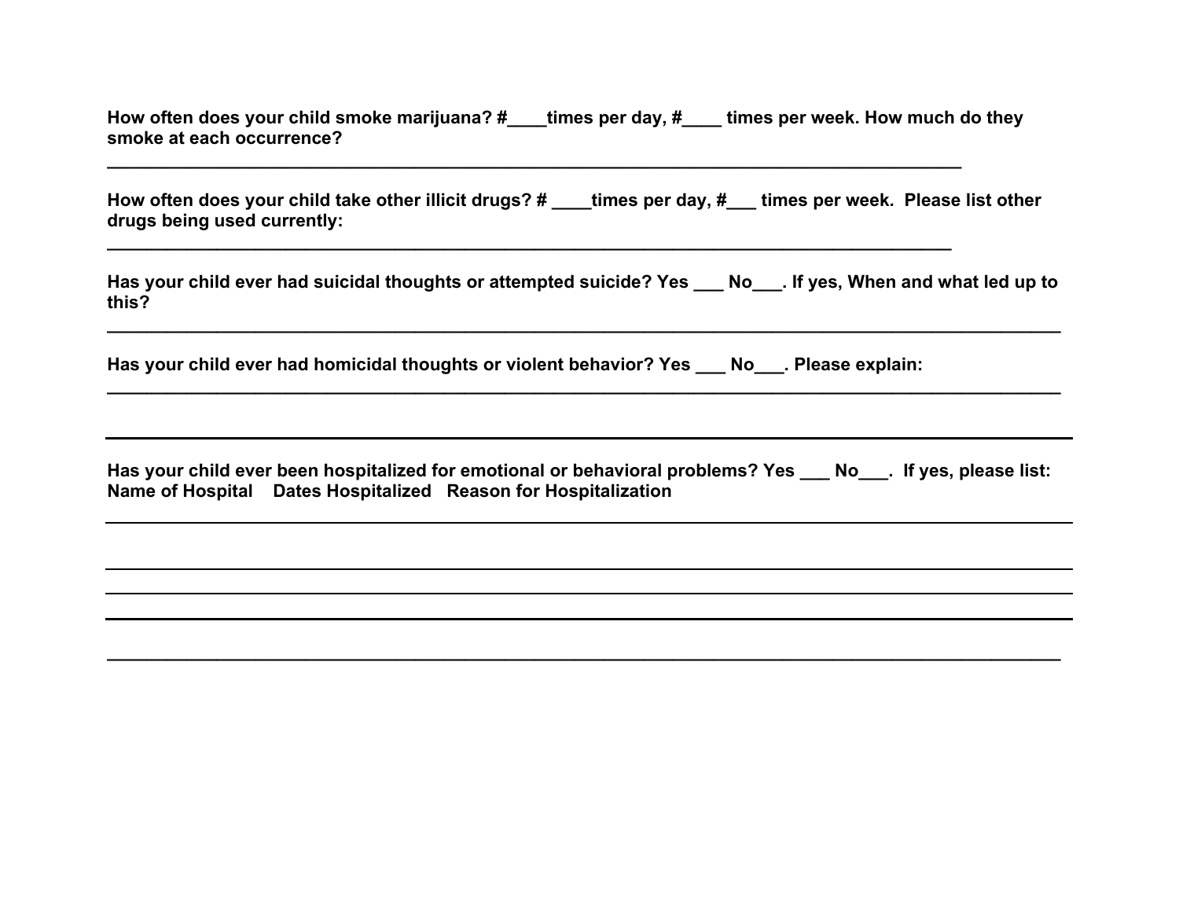**How often does your child smoke marijuana? #____times per day, #____ times per week. How much do they smoke at each occurrence?**

______________________________________________________________________________

**How often does your child take other illicit drugs? # ____times per day, #___ times per week. Please list other drugs being used currently:**

______________________________________________________________________________

**Has your child ever had suicidal thoughts or attempted suicide? Yes ___ No___. If yes, When and what led up to this?**

______________________________________________________________________________

**Has your child ever had homicidal thoughts or violent behavior? Yes ___ No___. Please explain:**

______________________________________________________________________________

______________________________________________________________________________

**Has your child ever been hospitalized for emotional or behavioral problems? Yes ___ No___. If yes, please list:**
**Name of Hospital    Dates Hospitalized   Reason for Hospitalization**

______________________________________________________________________________

______________________________________________________________________________

______________________________________________________________________________

______________________________________________________________________________

______________________________________________________________________________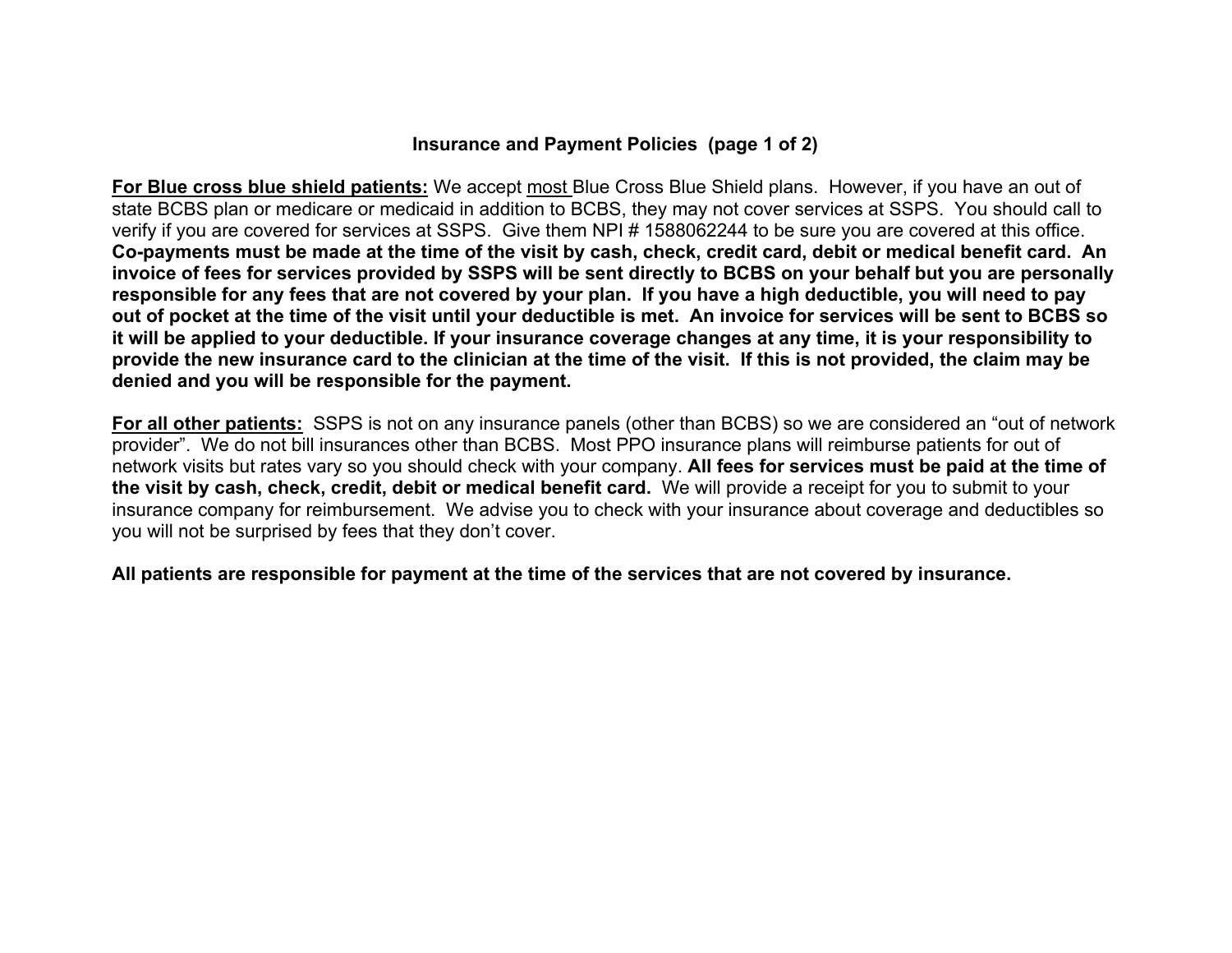## Insurance and Payment Policies (page 1 of 2)

**For Blue cross blue shield patients:** We accept most Blue Cross Blue Shield plans. However, if you have an out of state BCBS plan or medicare or medicaid in addition to BCBS, they may not cover services at SSPS. You should call to verify if you are covered for services at SSPS. Give them NPI # 1588062244 to be sure you are covered at this office. **Co-payments must be made at the time of the visit by cash, check, credit card, debit or medical benefit card. An invoice of fees for services provided by SSPS will be sent directly to BCBS on your behalf but you are personally responsible for any fees that are not covered by your plan. If you have a high deductible, you will need to pay out of pocket at the time of the visit until your deductible is met. An invoice for services will be sent to BCBS so it will be applied to your deductible. If your insurance coverage changes at any time, it is your responsibility to provide the new insurance card to the clinician at the time of the visit. If this is not provided, the claim may be denied and you will be responsible for the payment.**

**For all other patients:** SSPS is not on any insurance panels (other than BCBS) so we are considered an "out of network provider". We do not bill insurances other than BCBS. Most PPO insurance plans will reimburse patients for out of network visits but rates vary so you should check with your company. **All fees for services must be paid at the time of the visit by cash, check, credit, debit or medical benefit card.** We will provide a receipt for you to submit to your insurance company for reimbursement. We advise you to check with your insurance about coverage and deductibles so you will not be surprised by fees that they don't cover.

**All patients are responsible for payment at the time of the services that are not covered by insurance.**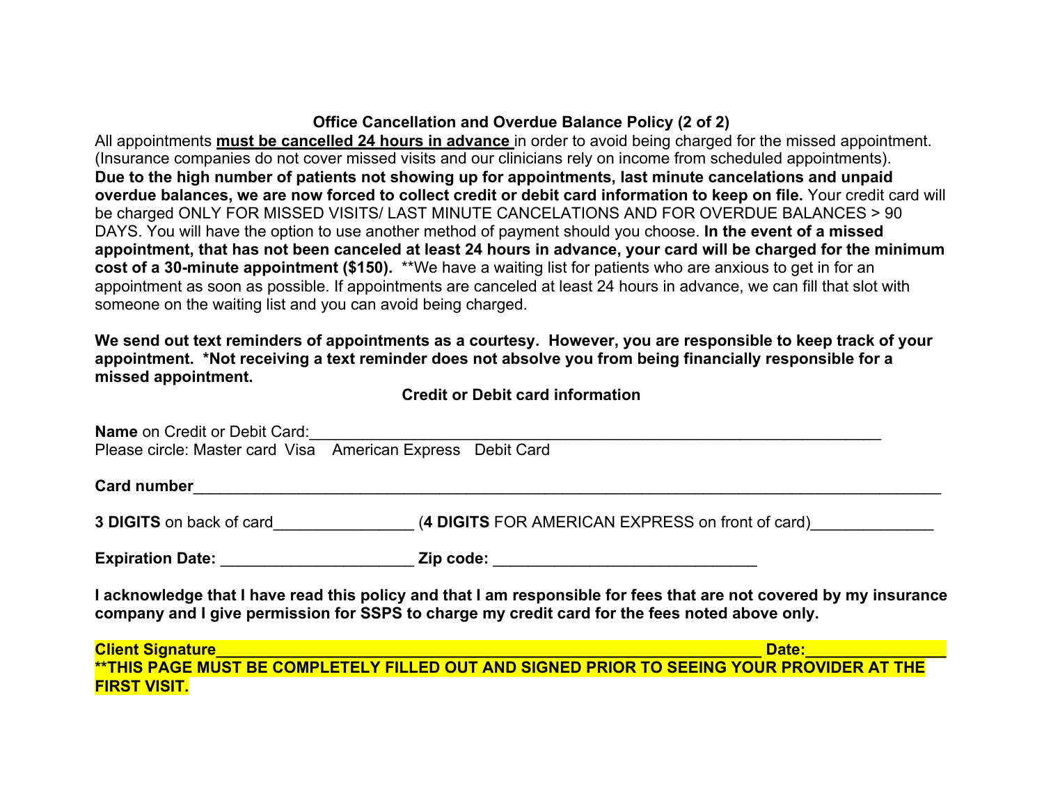## Office Cancellation and Overdue Balance Policy (2 of 2)

All appointments **must be cancelled 24 hours in advance** in order to avoid being charged for the missed appointment. (Insurance companies do not cover missed visits and our clinicians rely on income from scheduled appointments). **Due to the high number of patients not showing up for appointments, last minute cancelations and unpaid overdue balances, we are now forced to collect credit or debit card information to keep on file.** Your credit card will be charged ONLY FOR MISSED VISITS/ LAST MINUTE CANCELATIONS AND FOR OVERDUE BALANCES > 90 DAYS. You will have the option to use another method of payment should you choose. **In the event of a missed appointment, that has not been canceled at least 24 hours in advance, your card will be charged for the minimum cost of a 30-minute appointment ($150).** **We have a waiting list for patients who are anxious to get in for an appointment as soon as possible. If appointments are canceled at least 24 hours in advance, we can fill that slot with someone on the waiting list and you can avoid being charged.

**We send out text reminders of appointments as a courtesy. However, you are responsible to keep track of your appointment. *Not receiving a text reminder does not absolve you from being financially responsible for a missed appointment.**

### Credit or Debit card information

**Name** on Credit or Debit Card:_______________________________________________________________

Please circle: Master card Visa American Express Debit Card

**Card number**_______________________________________________________________________

**3 DIGITS** on back of card________________ (**4 DIGITS** FOR AMERICAN EXPRESS on front of card)______________

**Expiration Date:** ______________________ **Zip code:** ______________________________

**I acknowledge that I have read this policy and that I am responsible for fees that are not covered by my insurance company and I give permission for SSPS to charge my credit card for the fees noted above only.**

**Client Signature**______________________________________________________________ **Date:**________________

****THIS PAGE MUST BE COMPLETELY FILLED OUT AND SIGNED PRIOR TO SEEING YOUR PROVIDER AT THE FIRST VISIT.**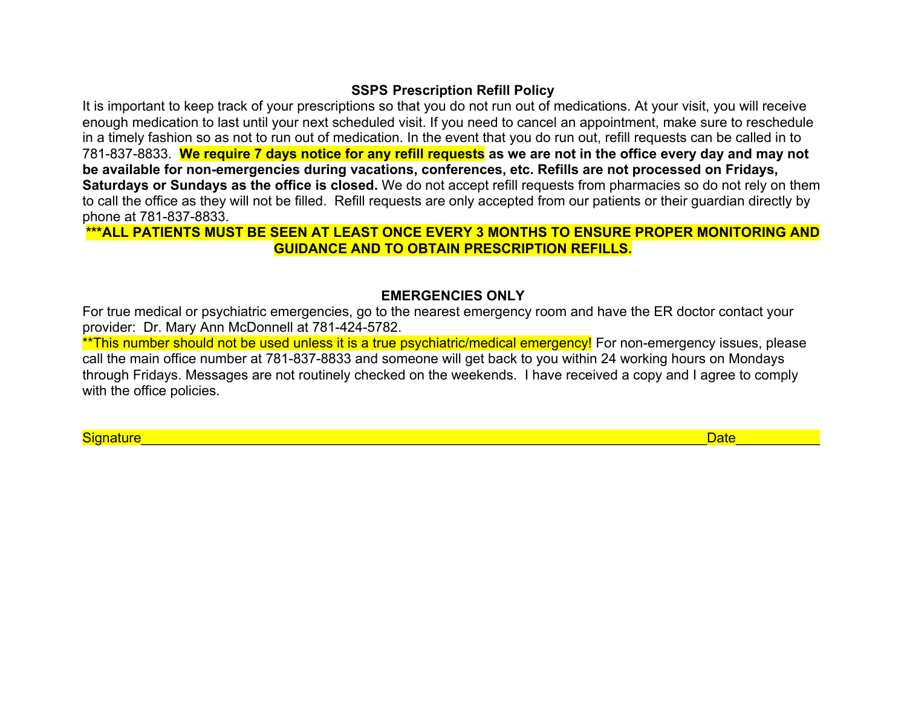## SSPS Prescription Refill Policy

It is important to keep track of your prescriptions so that you do not run out of medications. At your visit, you will receive enough medication to last until your next scheduled visit. If you need to cancel an appointment, make sure to reschedule in a timely fashion so as not to run out of medication. In the event that you do run out, refill requests can be called in to 781-837-8833. **We require 7 days notice for any refill requests as we are not in the office every day and may not be available for non-emergencies during vacations, conferences, etc. Refills are not processed on Fridays, Saturdays or Sundays as the office is closed.** We do not accept refill requests from pharmacies so do not rely on them to call the office as they will not be filled. Refill requests are only accepted from our patients or their guardian directly by phone at 781-837-8833.

**\*\*\*ALL PATIENTS MUST BE SEEN AT LEAST ONCE EVERY 3 MONTHS TO ENSURE PROPER MONITORING AND GUIDANCE AND TO OBTAIN PRESCRIPTION REFILLS.**

## EMERGENCIES ONLY

For true medical or psychiatric emergencies, go to the nearest emergency room and have the ER doctor contact your provider: Dr. Mary Ann McDonnell at 781-424-5782.

\*\*This number should not be used unless it is a true psychiatric/medical emergency! For non-emergency issues, please call the main office number at 781-837-8833 and someone will get back to you within 24 working hours on Mondays through Fridays. Messages are not routinely checked on the weekends. I have received a copy and I agree to comply with the office policies.

Signature______________________________________________________________Date__________